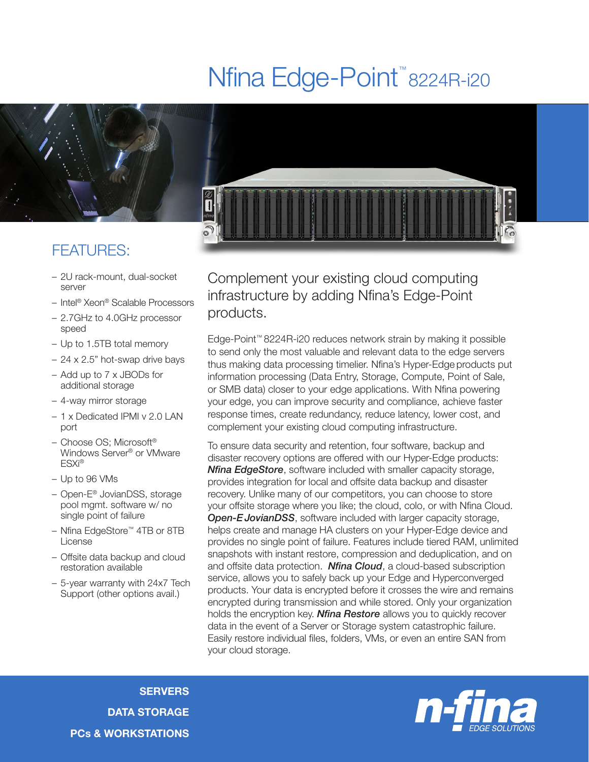# Nfina Edge-Point™ 8224R-i20

## FEATURES:

- 2U rack-mount, dual-socket server
- Intel® Xeon® Scalable Processors
- 2.7GHz to 4.0GHz processor speed
- Up to 1.5TB total memory
- 24 x 2.5" hot-swap drive bays
- Add up to 7 x JBODs for additional storage
- 4-way mirror storage
- 1 x Dedicated IPMI v 2.0 LAN port
- Choose OS; Microsoft® Windows Server® or VMware ESXi®
- Up to 96 VMs
- Open-E® JovianDSS, storage pool mgmt. software w/ no single point of failure
- Nfina EdgeStore™ 4TB or 8TB License
- Offsite data backup and cloud restoration available
- 5-year warranty with 24x7 Tech Support (other options avail.)

## Complement your existing cloud computing infrastructure by adding Nfina's Edge-Point products.

Edge-Point™ 8224R-i20 reduces network strain by making it possible to send only the most valuable and relevant data to the edge servers thus making data processing timelier. Nfina's Hyper-Edge products put information processing (Data Entry, Storage, Compute, Point of Sale, or SMB data) closer to your edge applications. With Nfina powering your edge, you can improve security and compliance, achieve faster response times, create redundancy, reduce latency, lower cost, and complement your existing cloud computing infrastructure.

To ensure data security and retention, four software, backup and disaster recovery options are offered with our Hyper-Edge products: ***Nfina EdgeStore***, software included with smaller capacity storage, provides integration for local and offsite data backup and disaster recovery. Unlike many of our competitors, you can choose to store your offsite storage where you like; the cloud, colo, or with Nfina Cloud. ***Open-E JovianDSS***, software included with larger capacity storage, helps create and manage HA clusters on your Hyper-Edge device and provides no single point of failure. Features include tiered RAM, unlimited snapshots with instant restore, compression and deduplication, and on and offsite data protection. ***Nfina Cloud***, a cloud-based subscription service, allows you to safely back up your Edge and Hyperconverged products. Your data is encrypted before it crosses the wire and remains encrypted during transmission and while stored. Only your organization holds the encryption key. ***Nfina Restore*** allows you to quickly recover data in the event of a Server or Storage system catastrophic failure. Easily restore individual files, folders, VMs, or even an entire SAN from your cloud storage.

**SERVERS**
**DATA STORAGE**
**PCs & WORKSTATIONS**

n-fina EDGE SOLUTIONS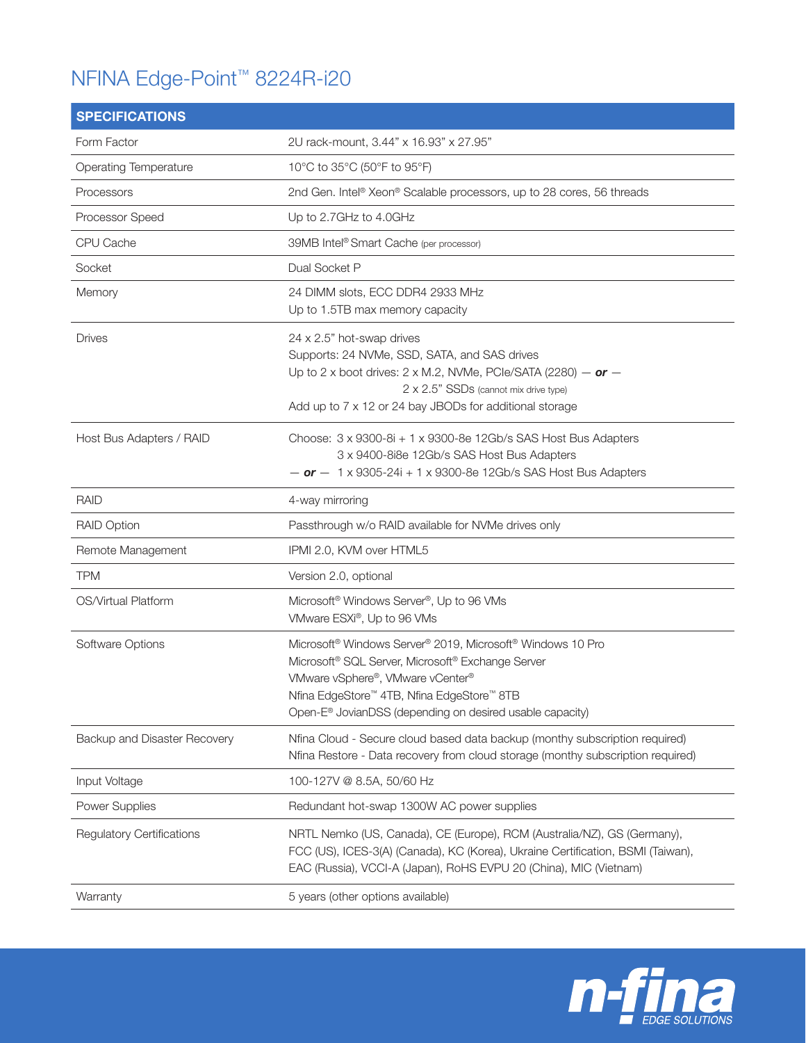# NFINA Edge-Point™ 8224R-i20

| SPECIFICATIONS | |
|---|---|
| Form Factor | 2U rack-mount, 3.44" x 16.93" x 27.95" |
| Operating Temperature | 10°C to 35°C (50°F to 95°F) |
| Processors | 2nd Gen. Intel® Xeon® Scalable processors, up to 28 cores, 56 threads |
| Processor Speed | Up to 2.7GHz to 4.0GHz |
| CPU Cache | 39MB Intel® Smart Cache (per processor) |
| Socket | Dual Socket P |
| Memory | 24 DIMM slots, ECC DDR4 2933 MHz<br>Up to 1.5TB max memory capacity |
| Drives | 24 x 2.5" hot-swap drives<br>Supports: 24 NVMe, SSD, SATA, and SAS drives<br>Up to 2 x boot drives: 2 x M.2, NVMe, PCIe/SATA (2280) — ***or*** —<br>2 x 2.5" SSDs (cannot mix drive type)<br>Add up to 7 x 12 or 24 bay JBODs for additional storage |
| Host Bus Adapters / RAID | Choose: 3 x 9300-8i + 1 x 9300-8e 12Gb/s SAS Host Bus Adapters<br>3 x 9400-8i8e 12Gb/s SAS Host Bus Adapters<br>— ***or*** — 1 x 9305-24i + 1 x 9300-8e 12Gb/s SAS Host Bus Adapters |
| RAID | 4-way mirroring |
| RAID Option | Passthrough w/o RAID available for NVMe drives only |
| Remote Management | IPMI 2.0, KVM over HTML5 |
| TPM | Version 2.0, optional |
| OS/Virtual Platform | Microsoft® Windows Server®, Up to 96 VMs<br>VMware ESXi®, Up to 96 VMs |
| Software Options | Microsoft® Windows Server® 2019, Microsoft® Windows 10 Pro<br>Microsoft® SQL Server, Microsoft® Exchange Server<br>VMware vSphere®, VMware vCenter®<br>Nfina EdgeStore™ 4TB, Nfina EdgeStore™ 8TB<br>Open-E® JovianDSS (depending on desired usable capacity) |
| Backup and Disaster Recovery | Nfina Cloud - Secure cloud based data backup (monthy subscription required)<br>Nfina Restore - Data recovery from cloud storage (monthy subscription required) |
| Input Voltage | 100-127V @ 8.5A, 50/60 Hz |
| Power Supplies | Redundant hot-swap 1300W AC power supplies |
| Regulatory Certifications | NRTL Nemko (US, Canada), CE (Europe), RCM (Australia/NZ), GS (Germany), FCC (US), ICES-3(A) (Canada), KC (Korea), Ukraine Certification, BSMI (Taiwan), EAC (Russia), VCCI-A (Japan), RoHS EVPU 20 (China), MIC (Vietnam) |
| Warranty | 5 years (other options available) |

n-fina EDGE SOLUTIONS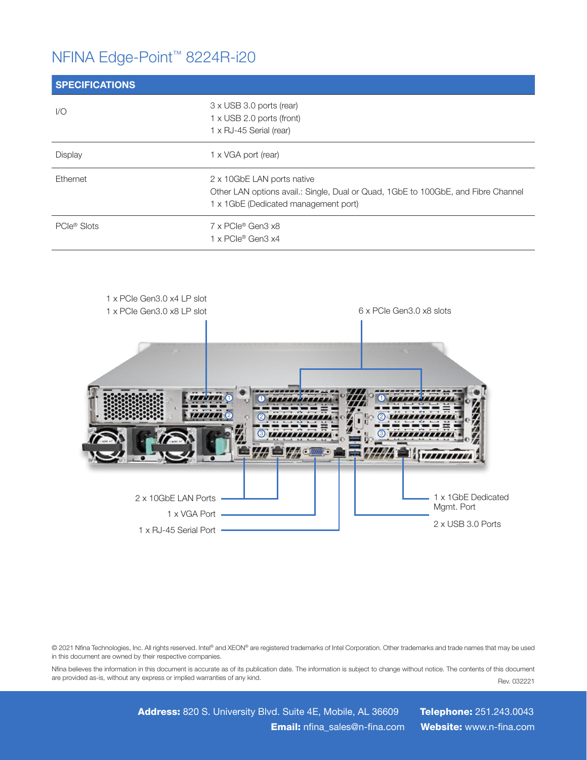# NFINA Edge-Point™ 8224R-i20

## SPECIFICATIONS

| | |
|---|---|
| I/O | 3 x USB 3.0 ports (rear)<br>1 x USB 2.0 ports (front)<br>1 x RJ-45 Serial (rear) |
| Display | 1 x VGA port (rear) |
| Ethernet | 2 x 10GbE LAN ports native<br>Other LAN options avail.: Single, Dual or Quad, 1GbE to 100GbE, and Fibre Channel<br>1 x 1GbE (Dedicated management port) |
| PCIe® Slots | 7 x PCIe® Gen3 x8<br>1 x PCIe® Gen3 x4 |

1 x PCIe Gen3.0 x4 LP slot
1 x PCIe Gen3.0 x8 LP slot

6 x PCIe Gen3.0 x8 slots

2 x 10GbE LAN Ports

1 x VGA Port

1 x RJ-45 Serial Port

1 x 1GbE Dedicated Mgmt. Port

2 x USB 3.0 Ports

© 2021 Nfina Technologies, Inc. All rights reserved. Intel® and XEON® are registered trademarks of Intel Corporation. Other trademarks and trade names that may be used in this document are owned by their respective companies.

Nfina believes the information in this document is accurate as of its publication date. The information is subject to change without notice. The contents of this document are provided as-is, without any express or implied warranties of any kind.

Rev. 032221

**Address:** 820 S. University Blvd. Suite 4E, Mobile, AL 36609 **Telephone:** 251.243.0043
**Email:** nfina_sales@n-fina.com **Website:** www.n-fina.com